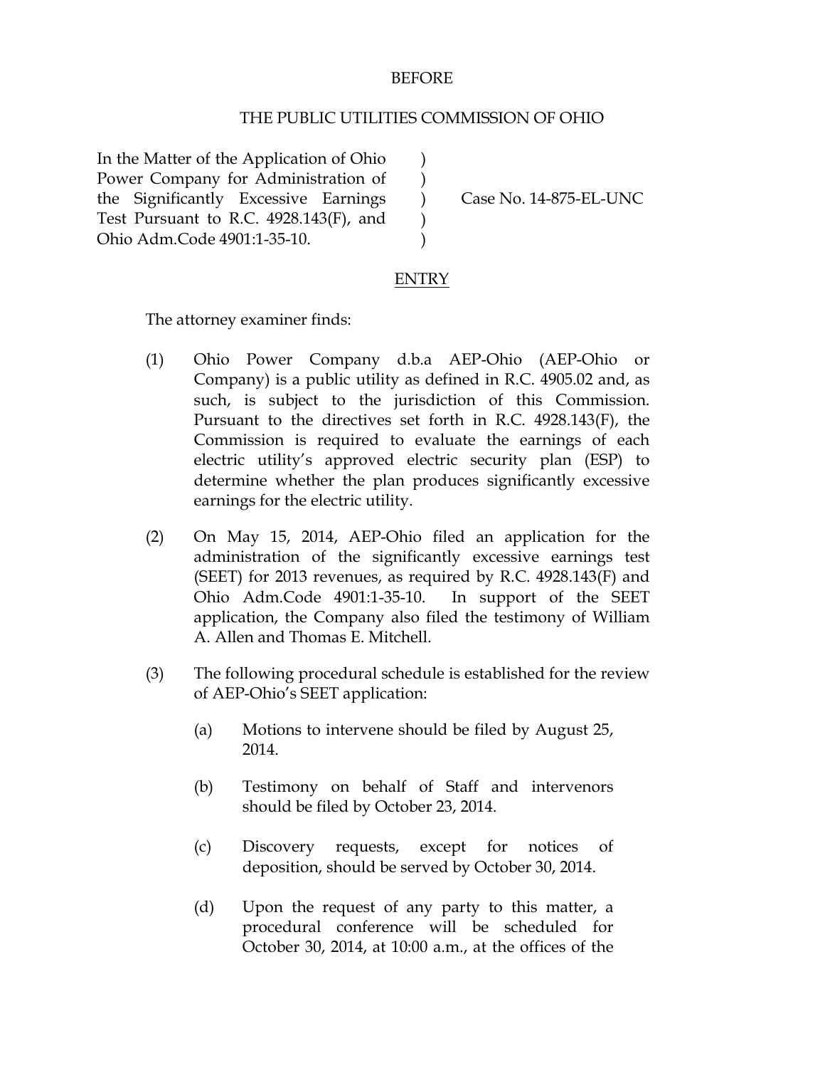BEFORE

THE PUBLIC UTILITIES COMMISSION OF OHIO

| | | |
|---|---|---|
| In the Matter of the Application of Ohio Power Company for Administration of the Significantly Excessive Earnings Test Pursuant to R.C. 4928.143(F), and Ohio Adm.Code 4901:1-35-10. | ) ) ) ) ) | Case No. 14-875-EL-UNC |

ENTRY

The attorney examiner finds:

(1) Ohio Power Company d.b.a AEP-Ohio (AEP-Ohio or Company) is a public utility as defined in R.C. 4905.02 and, as such, is subject to the jurisdiction of this Commission. Pursuant to the directives set forth in R.C. 4928.143(F), the Commission is required to evaluate the earnings of each electric utility's approved electric security plan (ESP) to determine whether the plan produces significantly excessive earnings for the electric utility.

(2) On May 15, 2014, AEP-Ohio filed an application for the administration of the significantly excessive earnings test (SEET) for 2013 revenues, as required by R.C. 4928.143(F) and Ohio Adm.Code 4901:1-35-10. In support of the SEET application, the Company also filed the testimony of William A. Allen and Thomas E. Mitchell.

(3) The following procedural schedule is established for the review of AEP-Ohio's SEET application:

(a) Motions to intervene should be filed by August 25, 2014.

(b) Testimony on behalf of Staff and intervenors should be filed by October 23, 2014.

(c) Discovery requests, except for notices of deposition, should be served by October 30, 2014.

(d) Upon the request of any party to this matter, a procedural conference will be scheduled for October 30, 2014, at 10:00 a.m., at the offices of the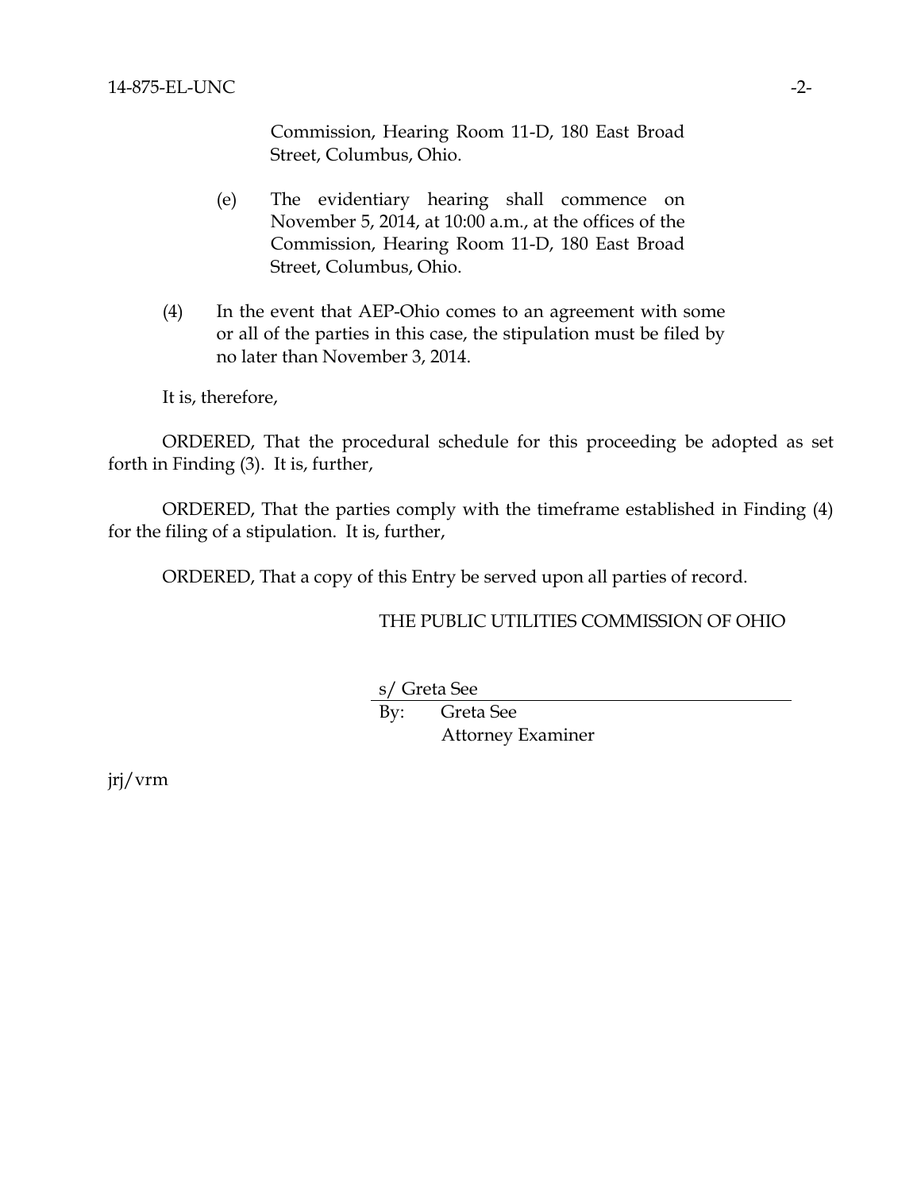Commission, Hearing Room 11-D, 180 East Broad Street, Columbus, Ohio.

(e) The evidentiary hearing shall commence on November 5, 2014, at 10:00 a.m., at the offices of the Commission, Hearing Room 11-D, 180 East Broad Street, Columbus, Ohio.

(4) In the event that AEP-Ohio comes to an agreement with some or all of the parties in this case, the stipulation must be filed by no later than November 3, 2014.

It is, therefore,

ORDERED, That the procedural schedule for this proceeding be adopted as set forth in Finding (3). It is, further,

ORDERED, That the parties comply with the timeframe established in Finding (4) for the filing of a stipulation. It is, further,

ORDERED, That a copy of this Entry be served upon all parties of record.

THE PUBLIC UTILITIES COMMISSION OF OHIO

s/ Greta See

By: Greta See
Attorney Examiner

jrj/vrm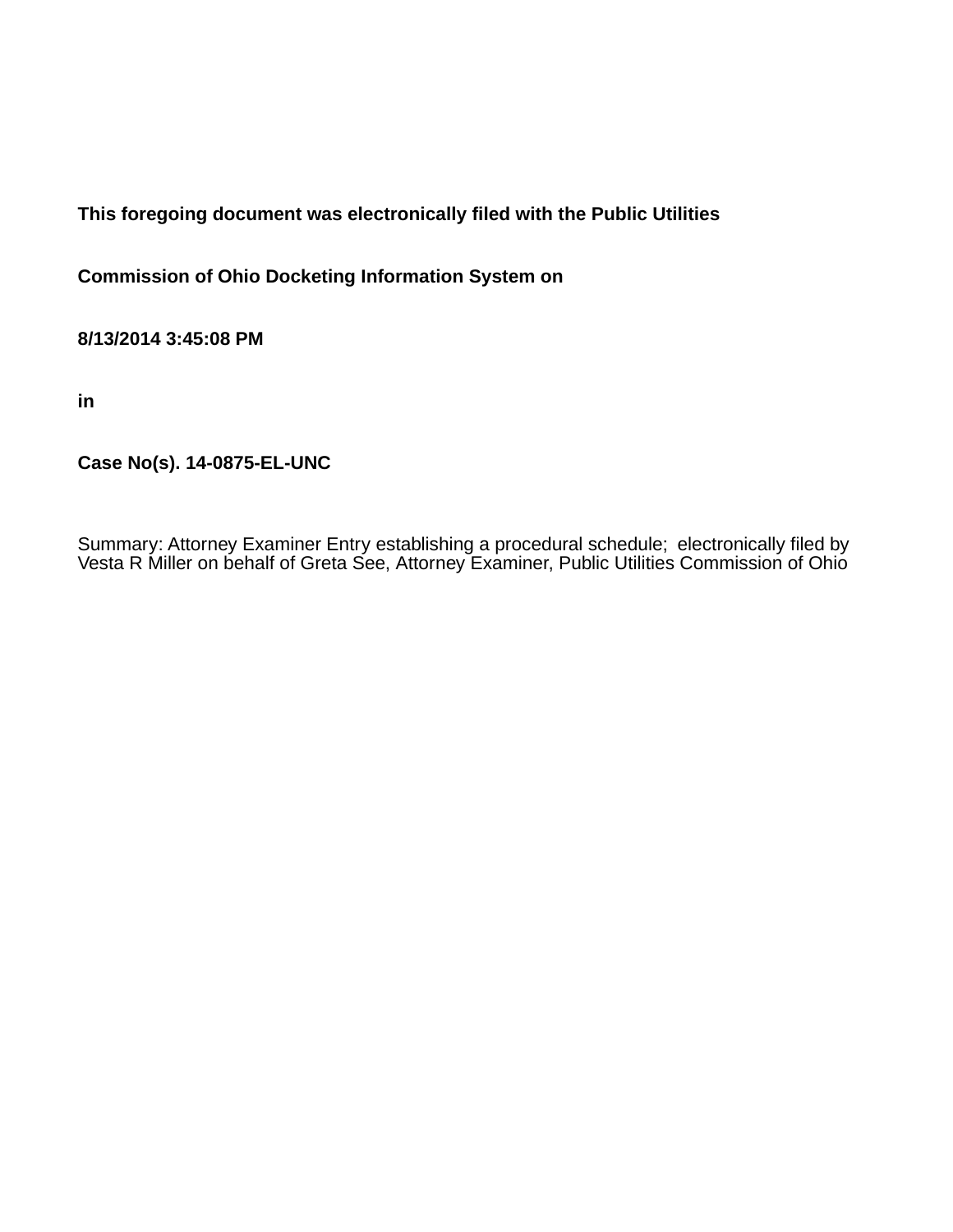**This foregoing document was electronically filed with the Public Utilities**

**Commission of Ohio Docketing Information System on**

**8/13/2014 3:45:08 PM**

**in**

**Case No(s). 14-0875-EL-UNC**

Summary: Attorney Examiner Entry establishing a procedural schedule; electronically filed by Vesta R Miller on behalf of Greta See, Attorney Examiner, Public Utilities Commission of Ohio